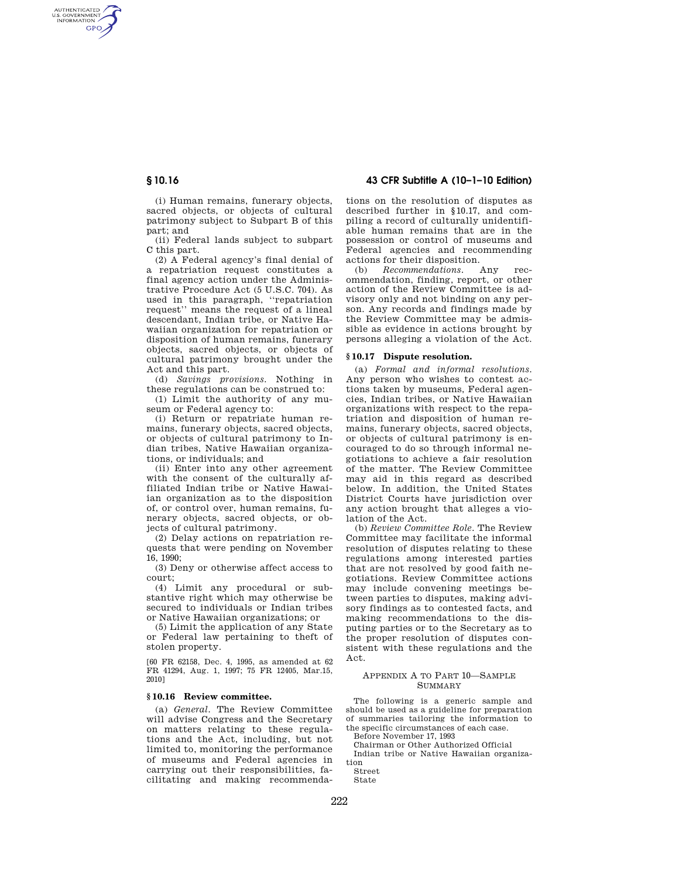(i) Human remains, funerary objects, sacred objects, or objects of cultural patrimony subject to Subpart B of this part; and

(ii) Federal lands subject to subpart C this part.

(2) A Federal agency's final denial of a repatriation request constitutes a final agency action under the Administrative Procedure Act (5 U.S.C. 704). As used in this paragraph, ''repatriation request'' means the request of a lineal descendant, Indian tribe, or Native Hawaiian organization for repatriation or disposition of human remains, funerary objects, sacred objects, or objects of cultural patrimony brought under the Act and this part.

(d) *Savings provisions.* Nothing in these regulations can be construed to:

(1) Limit the authority of any museum or Federal agency to:

(i) Return or repatriate human remains, funerary objects, sacred objects, or objects of cultural patrimony to Indian tribes, Native Hawaiian organizations, or individuals; and

(ii) Enter into any other agreement with the consent of the culturally affiliated Indian tribe or Native Hawaiian organization as to the disposition of, or control over, human remains, funerary objects, sacred objects, or objects of cultural patrimony.

(2) Delay actions on repatriation requests that were pending on November 16, 1990;

(3) Deny or otherwise affect access to court;

(4) Limit any procedural or substantive right which may otherwise be secured to individuals or Indian tribes or Native Hawaiian organizations; or

(5) Limit the application of any State or Federal law pertaining to theft of stolen property.

[60 FR 62158, Dec. 4, 1995, as amended at 62 FR 41294, Aug. 1, 1997; 75 FR 12405, Mar.15, 2010]

## § 10.16 Review committee.

(a) *General.* The Review Committee will advise Congress and the Secretary on matters relating to these regulations and the Act, including, but not limited to, monitoring the performance of museums and Federal agencies in carrying out their responsibilities, facilitating and making recommendations on the resolution of disputes as described further in § 10.17, and compiling a record of culturally unidentifiable human remains that are in the possession or control of museums and Federal agencies and recommending actions for their disposition.

(b) *Recommendations.* Any recommendation, finding, report, or other action of the Review Committee is advisory only and not binding on any person. Any records and findings made by the Review Committee may be admissible as evidence in actions brought by persons alleging a violation of the Act.

## § 10.17 Dispute resolution.

(a) *Formal and informal resolutions.* Any person who wishes to contest actions taken by museums, Federal agencies, Indian tribes, or Native Hawaiian organizations with respect to the repatriation and disposition of human remains, funerary objects, sacred objects, or objects of cultural patrimony is encouraged to do so through informal negotiations to achieve a fair resolution of the matter. The Review Committee may aid in this regard as described below. In addition, the United States District Courts have jurisdiction over any action brought that alleges a violation of the Act.

(b) *Review Committee Role.* The Review Committee may facilitate the informal resolution of disputes relating to these regulations among interested parties that are not resolved by good faith negotiations. Review Committee actions may include convening meetings between parties to disputes, making advisory findings as to contested facts, and making recommendations to the disputing parties or to the Secretary as to the proper resolution of disputes consistent with these regulations and the Act.

## Appendix A to Part 10—Sample Summary

The following is a generic sample and should be used as a guideline for preparation of summaries tailoring the information to the specific circumstances of each case.

Before November 17, 1993

Chairman or Other Authorized Official

Indian tribe or Native Hawaiian organization

Street

State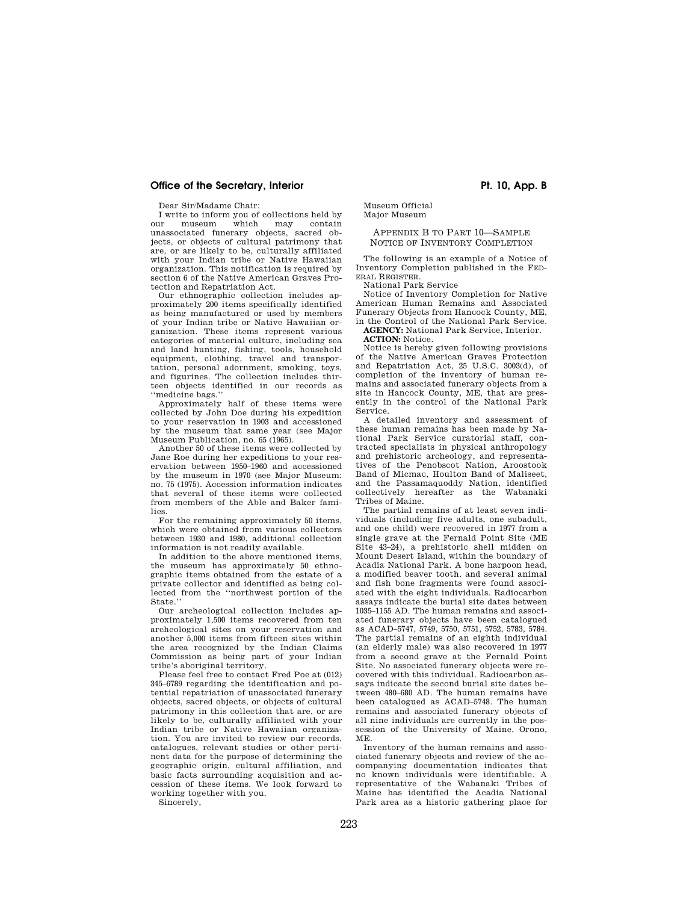Dear Sir/Madame Chair:

I write to inform you of collections held by our museum which may contain unassociated funerary objects, sacred objects, or objects of cultural patrimony that are, or are likely to be, culturally affiliated with your Indian tribe or Native Hawaiian organization. This notification is required by section 6 of the Native American Graves Protection and Repatriation Act.

Our ethnographic collection includes approximately 200 items specifically identified as being manufactured or used by members of your Indian tribe or Native Hawaiian organization. These items represent various categories of material culture, including sea and land hunting, fishing, tools, household equipment, clothing, travel and transportation, personal adornment, smoking, toys, and figurines. The collection includes thirteen objects identified in our records as ''medicine bags.''

Approximately half of these items were collected by John Doe during his expedition to your reservation in 1903 and accessioned by the museum that same year (see Major Museum Publication, no. 65 (1965).

Another 50 of these items were collected by Jane Roe during her expeditions to your reservation between 1950–1960 and accessioned by the museum in 1970 (see Major Museum: no. 75 (1975). Accession information indicates that several of these items were collected from members of the Able and Baker families.

For the remaining approximately 50 items, which were obtained from various collectors between 1930 and 1980, additional collection information is not readily available.

In addition to the above mentioned items, the museum has approximately 50 ethnographic items obtained from the estate of a private collector and identified as being collected from the ''northwest portion of the State.''

Our archeological collection includes approximately 1,500 items recovered from ten archeological sites on your reservation and another 5,000 items from fifteen sites within the area recognized by the Indian Claims Commission as being part of your Indian tribe's aboriginal territory.

Please feel free to contact Fred Poe at (012) 345–6789 regarding the identification and potential repatriation of unassociated funerary objects, sacred objects, or objects of cultural patrimony in this collection that are, or are likely to be, culturally affiliated with your Indian tribe or Native Hawaiian organization. You are invited to review our records, catalogues, relevant studies or other pertinent data for the purpose of determining the geographic origin, cultural affiliation, and basic facts surrounding acquisition and accession of these items. We look forward to working together with you.

Sincerely,

Museum Official
Major Museum

## APPENDIX B TO PART 10—SAMPLE NOTICE OF INVENTORY COMPLETION

The following is an example of a Notice of Inventory Completion published in the FEDERAL REGISTER.

National Park Service

Notice of Inventory Completion for Native American Human Remains and Associated Funerary Objects from Hancock County, ME, in the Control of the National Park Service.

**AGENCY:** National Park Service, Interior.

**ACTION:** Notice.

Notice is hereby given following provisions of the Native American Graves Protection and Repatriation Act, 25 U.S.C. 3003(d), of completion of the inventory of human remains and associated funerary objects from a site in Hancock County, ME, that are presently in the control of the National Park Service.

A detailed inventory and assessment of these human remains has been made by National Park Service curatorial staff, contracted specialists in physical anthropology and prehistoric archeology, and representatives of the Penobscot Nation, Aroostook Band of Micmac, Houlton Band of Maliseet, and the Passamaquoddy Nation, identified collectively hereafter as the Wabanaki Tribes of Maine.

The partial remains of at least seven individuals (including five adults, one subadult, and one child) were recovered in 1977 from a single grave at the Fernald Point Site (ME Site 43–24), a prehistoric shell midden on Mount Desert Island, within the boundary of Acadia National Park. A bone harpoon head, a modified beaver tooth, and several animal and fish bone fragments were found associated with the eight individuals. Radiocarbon assays indicate the burial site dates between 1035–1155 AD. The human remains and associated funerary objects have been catalogued as ACAD–5747, 5749, 5750, 5751, 5752, 5783, 5784. The partial remains of an eighth individual (an elderly male) was also recovered in 1977 from a second grave at the Fernald Point Site. No associated funerary objects were recovered with this individual. Radiocarbon assays indicate the second burial site dates between 480–680 AD. The human remains have been catalogued as ACAD–5748. The human remains and associated funerary objects of all nine individuals are currently in the possession of the University of Maine, Orono, ME.

Inventory of the human remains and associated funerary objects and review of the accompanying documentation indicates that no known individuals were identifiable. A representative of the Wabanaki Tribes of Maine has identified the Acadia National Park area as a historic gathering place for